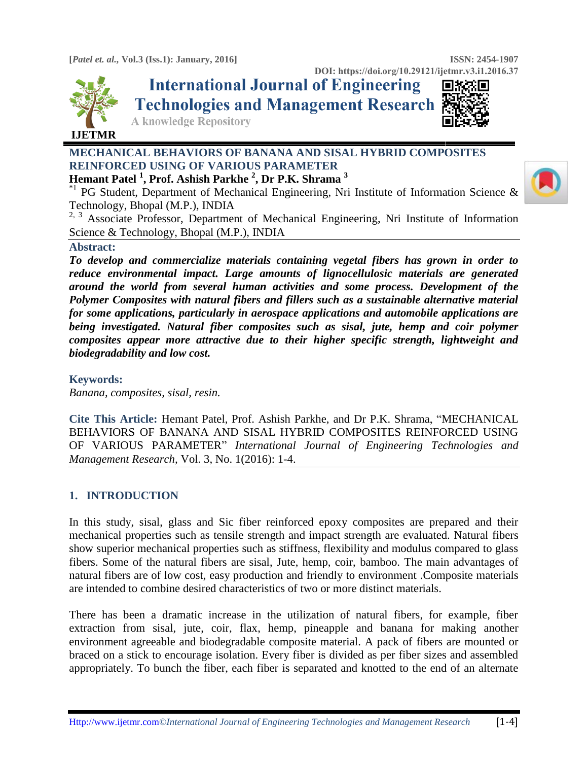# MECHANICAL BEHAVIORS OF BANANA AND SISAL HYBRID COMPOSITES REINFORCED USING OF VARIOUS PARAMETER

**Hemant Patel [1], Prof. Ashish Parkhe [2], Dr P.K. Shrama [3]**

[*1] PG Student, Department of Mechanical Engineering, Nri Institute of Information Science & Technology, Bhopal (M.P.), INDIA

[2, 3] Associate Professor, Department of Mechanical Engineering, Nri Institute of Information Science & Technology, Bhopal (M.P.), INDIA

## Abstract:

***To develop and commercialize materials containing vegetal fibers has grown in order to reduce environmental impact. Large amounts of lignocellulosic materials are generated around the world from several human activities and some process. Development of the Polymer Composites with natural fibers and fillers such as a sustainable alternative material for some applications, particularly in aerospace applications and automobile applications are being investigated. Natural fiber composites such as sisal, jute, hemp and coir polymer composites appear more attractive due to their higher specific strength, lightweight and biodegradability and low cost.***

## Keywords:

*Banana, composites, sisal, resin.*

**Cite This Article:** Hemant Patel, Prof. Ashish Parkhe, and Dr P.K. Shrama, "MECHANICAL BEHAVIORS OF BANANA AND SISAL HYBRID COMPOSITES REINFORCED USING OF VARIOUS PARAMETER" *International Journal of Engineering Technologies and Management Research,* Vol. 3, No. 1(2016): 1-4.

## 1. INTRODUCTION

In this study, sisal, glass and Sic fiber reinforced epoxy composites are prepared and their mechanical properties such as tensile strength and impact strength are evaluated. Natural fibers show superior mechanical properties such as stiffness, flexibility and modulus compared to glass fibers. Some of the natural fibers are sisal, Jute, hemp, coir, bamboo. The main advantages of natural fibers are of low cost, easy production and friendly to environment .Composite materials are intended to combine desired characteristics of two or more distinct materials.

There has been a dramatic increase in the utilization of natural fibers, for example, fiber extraction from sisal, jute, coir, flax, hemp, pineapple and banana for making another environment agreeable and biodegradable composite material. A pack of fibers are mounted or braced on a stick to encourage isolation. Every fiber is divided as per fiber sizes and assembled appropriately. To bunch the fiber, each fiber is separated and knotted to the end of an alternate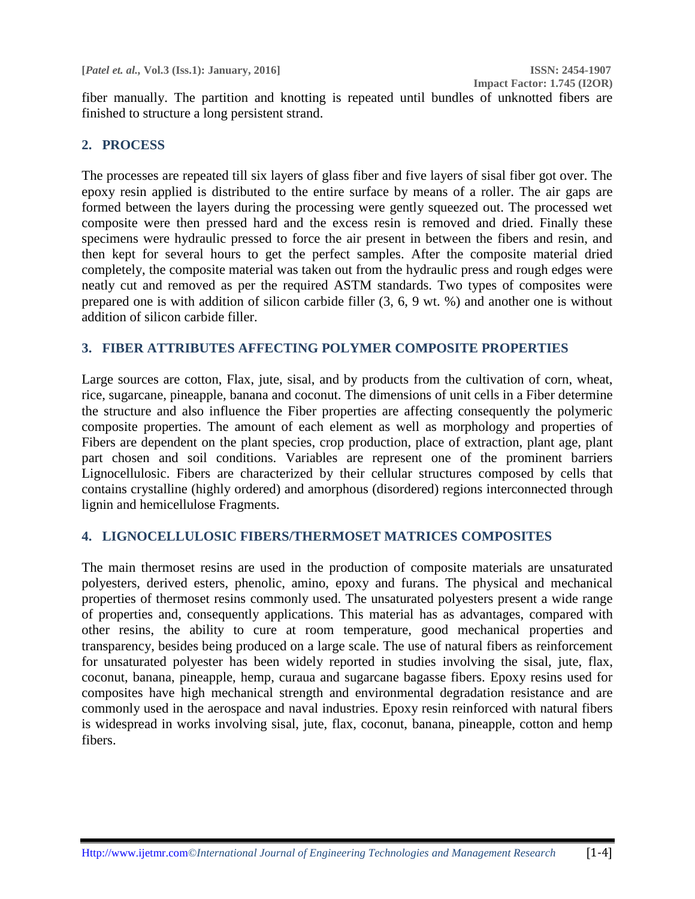fiber manually. The partition and knotting is repeated until bundles of unknotted fibers are finished to structure a long persistent strand.

## 2. PROCESS

The processes are repeated till six layers of glass fiber and five layers of sisal fiber got over. The epoxy resin applied is distributed to the entire surface by means of a roller. The air gaps are formed between the layers during the processing were gently squeezed out. The processed wet composite were then pressed hard and the excess resin is removed and dried. Finally these specimens were hydraulic pressed to force the air present in between the fibers and resin, and then kept for several hours to get the perfect samples. After the composite material dried completely, the composite material was taken out from the hydraulic press and rough edges were neatly cut and removed as per the required ASTM standards. Two types of composites were prepared one is with addition of silicon carbide filler (3, 6, 9 wt. %) and another one is without addition of silicon carbide filler.

## 3. FIBER ATTRIBUTES AFFECTING POLYMER COMPOSITE PROPERTIES

Large sources are cotton, Flax, jute, sisal, and by products from the cultivation of corn, wheat, rice, sugarcane, pineapple, banana and coconut. The dimensions of unit cells in a Fiber determine the structure and also influence the Fiber properties are affecting consequently the polymeric composite properties. The amount of each element as well as morphology and properties of Fibers are dependent on the plant species, crop production, place of extraction, plant age, plant part chosen and soil conditions. Variables are represent one of the prominent barriers Lignocellulosic. Fibers are characterized by their cellular structures composed by cells that contains crystalline (highly ordered) and amorphous (disordered) regions interconnected through lignin and hemicellulose Fragments.

## 4. LIGNOCELLULOSIC FIBERS/THERMOSET MATRICES COMPOSITES

The main thermoset resins are used in the production of composite materials are unsaturated polyesters, derived esters, phenolic, amino, epoxy and furans. The physical and mechanical properties of thermoset resins commonly used. The unsaturated polyesters present a wide range of properties and, consequently applications. This material has as advantages, compared with other resins, the ability to cure at room temperature, good mechanical properties and transparency, besides being produced on a large scale. The use of natural fibers as reinforcement for unsaturated polyester has been widely reported in studies involving the sisal, jute, flax, coconut, banana, pineapple, hemp, curaua and sugarcane bagasse fibers. Epoxy resins used for composites have high mechanical strength and environmental degradation resistance and are commonly used in the aerospace and naval industries. Epoxy resin reinforced with natural fibers is widespread in works involving sisal, jute, flax, coconut, banana, pineapple, cotton and hemp fibers.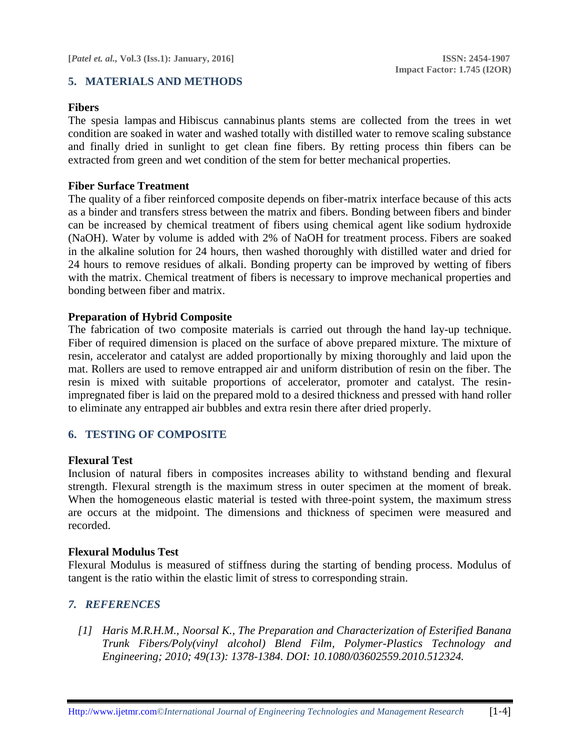## 5. MATERIALS AND METHODS

### Fibers

The spesia lampas and Hibiscus cannabinus plants stems are collected from the trees in wet condition are soaked in water and washed totally with distilled water to remove scaling substance and finally dried in sunlight to get clean fine fibers. By retting process thin fibers can be extracted from green and wet condition of the stem for better mechanical properties.

### Fiber Surface Treatment

The quality of a fiber reinforced composite depends on fiber-matrix interface because of this acts as a binder and transfers stress between the matrix and fibers. Bonding between fibers and binder can be increased by chemical treatment of fibers using chemical agent like sodium hydroxide (NaOH). Water by volume is added with 2% of NaOH for treatment process. Fibers are soaked in the alkaline solution for 24 hours, then washed thoroughly with distilled water and dried for 24 hours to remove residues of alkali. Bonding property can be improved by wetting of fibers with the matrix. Chemical treatment of fibers is necessary to improve mechanical properties and bonding between fiber and matrix.

### Preparation of Hybrid Composite

The fabrication of two composite materials is carried out through the hand lay-up technique. Fiber of required dimension is placed on the surface of above prepared mixture. The mixture of resin, accelerator and catalyst are added proportionally by mixing thoroughly and laid upon the mat. Rollers are used to remove entrapped air and uniform distribution of resin on the fiber. The resin is mixed with suitable proportions of accelerator, promoter and catalyst. The resin-impregnated fiber is laid on the prepared mold to a desired thickness and pressed with hand roller to eliminate any entrapped air bubbles and extra resin there after dried properly.

## 6. TESTING OF COMPOSITE

### Flexural Test

Inclusion of natural fibers in composites increases ability to withstand bending and flexural strength. Flexural strength is the maximum stress in outer specimen at the moment of break. When the homogeneous elastic material is tested with three-point system, the maximum stress are occurs at the midpoint. The dimensions and thickness of specimen were measured and recorded.

### Flexural Modulus Test

Flexural Modulus is measured of stiffness during the starting of bending process. Modulus of tangent is the ratio within the elastic limit of stress to corresponding strain.

## *7. REFERENCES*

*[1] Haris M.R.H.M., Noorsal K., The Preparation and Characterization of Esterified Banana Trunk Fibers/Poly(vinyl alcohol) Blend Film, Polymer-Plastics Technology and Engineering; 2010; 49(13): 1378-1384. DOI: 10.1080/03602559.2010.512324.*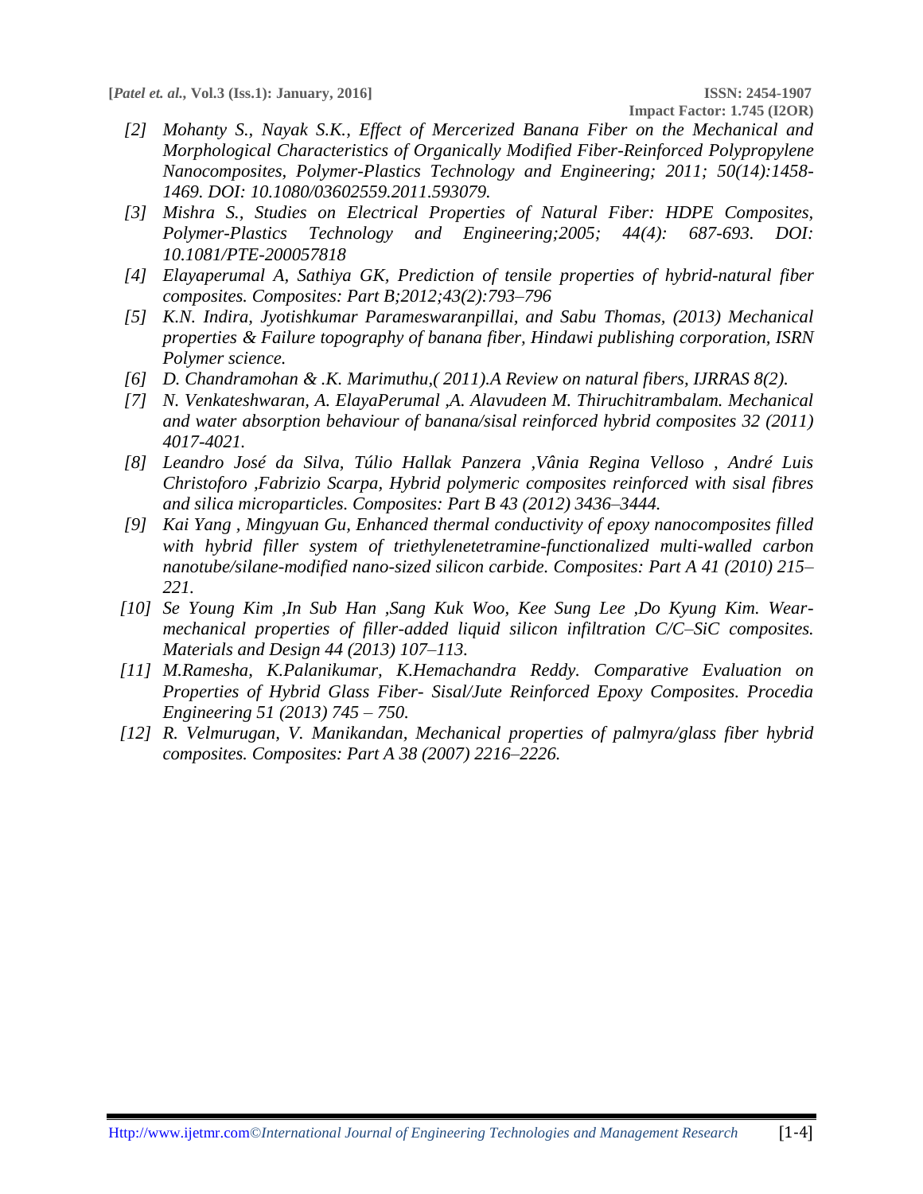- *[2] Mohanty S., Nayak S.K., Effect of Mercerized Banana Fiber on the Mechanical and Morphological Characteristics of Organically Modified Fiber-Reinforced Polypropylene Nanocomposites, Polymer-Plastics Technology and Engineering; 2011; 50(14):1458-1469. DOI: 10.1080/03602559.2011.593079.*
- *[3] Mishra S., Studies on Electrical Properties of Natural Fiber: HDPE Composites, Polymer-Plastics Technology and Engineering;2005; 44(4): 687-693. DOI: 10.1081/PTE-200057818*
- *[4] Elayaperumal A, Sathiya GK, Prediction of tensile properties of hybrid-natural fiber composites. Composites: Part B;2012;43(2):793–796*
- *[5] K.N. Indira, Jyotishkumar Parameswaranpillai, and Sabu Thomas, (2013) Mechanical properties & Failure topography of banana fiber, Hindawi publishing corporation, ISRN Polymer science.*
- *[6] D. Chandramohan & .K. Marimuthu,( 2011).A Review on natural fibers, IJRRAS 8(2).*
- *[7] N. Venkateshwaran, A. ElayaPerumal ,A. Alavudeen M. Thiruchitrambalam. Mechanical and water absorption behaviour of banana/sisal reinforced hybrid composites 32 (2011) 4017-4021.*
- *[8] Leandro José da Silva, Túlio Hallak Panzera ,Vânia Regina Velloso , André Luis Christoforo ,Fabrizio Scarpa, Hybrid polymeric composites reinforced with sisal fibres and silica microparticles. Composites: Part B 43 (2012) 3436–3444.*
- *[9] Kai Yang , Mingyuan Gu, Enhanced thermal conductivity of epoxy nanocomposites filled with hybrid filler system of triethylenetetramine-functionalized multi-walled carbon nanotube/silane-modified nano-sized silicon carbide. Composites: Part A 41 (2010) 215–221.*
- *[10] Se Young Kim ,In Sub Han ,Sang Kuk Woo, Kee Sung Lee ,Do Kyung Kim. Wear-mechanical properties of filler-added liquid silicon infiltration C/C–SiC composites. Materials and Design 44 (2013) 107–113.*
- *[11] M.Ramesha, K.Palanikumar, K.Hemachandra Reddy. Comparative Evaluation on Properties of Hybrid Glass Fiber- Sisal/Jute Reinforced Epoxy Composites. Procedia Engineering 51 (2013) 745 – 750.*
- *[12] R. Velmurugan, V. Manikandan, Mechanical properties of palmyra/glass fiber hybrid composites. Composites: Part A 38 (2007) 2216–2226.*